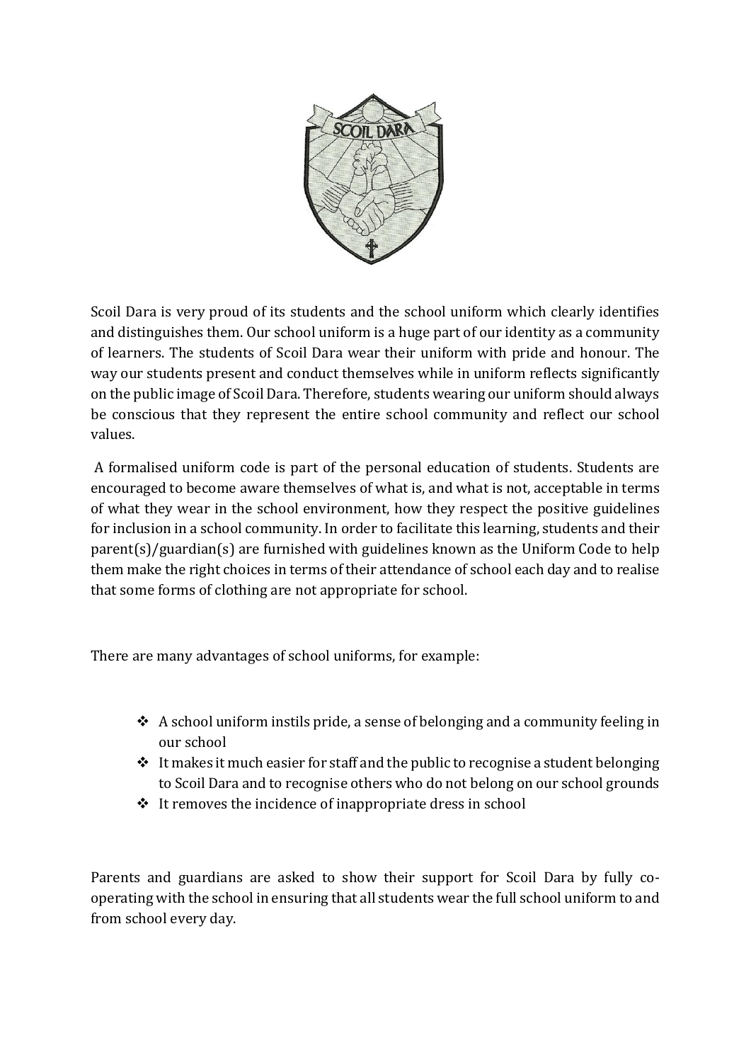Scoil Dara is very proud of its students and the school uniform which clearly identifies and distinguishes them. Our school uniform is a huge part of our identity as a community of learners. The students of Scoil Dara wear their uniform with pride and honour. The way our students present and conduct themselves while in uniform reflects significantly on the public image of Scoil Dara. Therefore, students wearing our uniform should always be conscious that they represent the entire school community and reflect our school values.

A formalised uniform code is part of the personal education of students. Students are encouraged to become aware themselves of what is, and what is not, acceptable in terms of what they wear in the school environment, how they respect the positive guidelines for inclusion in a school community. In order to facilitate this learning, students and their parent(s)/guardian(s) are furnished with guidelines known as the Uniform Code to help them make the right choices in terms of their attendance of school each day and to realise that some forms of clothing are not appropriate for school.

There are many advantages of school uniforms, for example:

- A school uniform instils pride, a sense of belonging and a community feeling in our school
- It makes it much easier for staff and the public to recognise a student belonging to Scoil Dara and to recognise others who do not belong on our school grounds
- It removes the incidence of inappropriate dress in school

Parents and guardians are asked to show their support for Scoil Dara by fully co-operating with the school in ensuring that all students wear the full school uniform to and from school every day.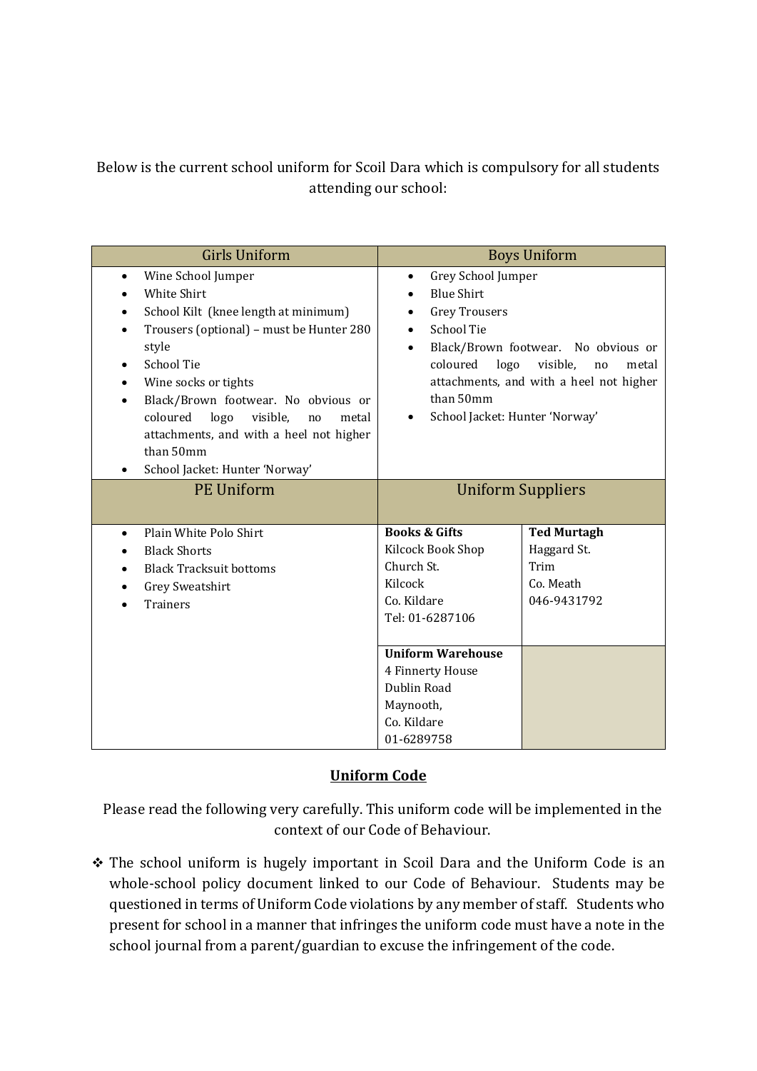Below is the current school uniform for Scoil Dara which is compulsory for all students attending our school:

| Girls Uniform | Boys Uniform | |
|---|---|---|
| • Wine School Jumper<br>• White Shirt<br>• School Kilt (knee length at minimum)<br>• Trousers (optional) – must be Hunter 280 style<br>• School Tie<br>• Wine socks or tights<br>• Black/Brown footwear. No obvious or coloured logo visible, no metal attachments, and with a heel not higher than 50mm<br>• School Jacket: Hunter 'Norway' | • Grey School Jumper<br>• Blue Shirt<br>• Grey Trousers<br>• School Tie<br>• Black/Brown footwear. No obvious or coloured logo visible, no metal attachments, and with a heel not higher than 50mm<br>• School Jacket: Hunter 'Norway' | |
| **PE Uniform** | **Uniform Suppliers** | |
| • Plain White Polo Shirt<br>• Black Shorts<br>• Black Tracksuit bottoms<br>• Grey Sweatshirt<br>• Trainers | **Books & Gifts**<br>Kilcock Book Shop<br>Church St.<br>Kilcock<br>Co. Kildare<br>Tel: 01-6287106 | **Ted Murtagh**<br>Haggard St.<br>Trim<br>Co. Meath<br>046-9431792 |
| | **Uniform Warehouse**<br>4 Finnerty House<br>Dublin Road<br>Maynooth,<br>Co. Kildare<br>01-6289758 | |

## Uniform Code

Please read the following very carefully. This uniform code will be implemented in the context of our Code of Behaviour.

- The school uniform is hugely important in Scoil Dara and the Uniform Code is an whole-school policy document linked to our Code of Behaviour. Students may be questioned in terms of Uniform Code violations by any member of staff. Students who present for school in a manner that infringes the uniform code must have a note in the school journal from a parent/guardian to excuse the infringement of the code.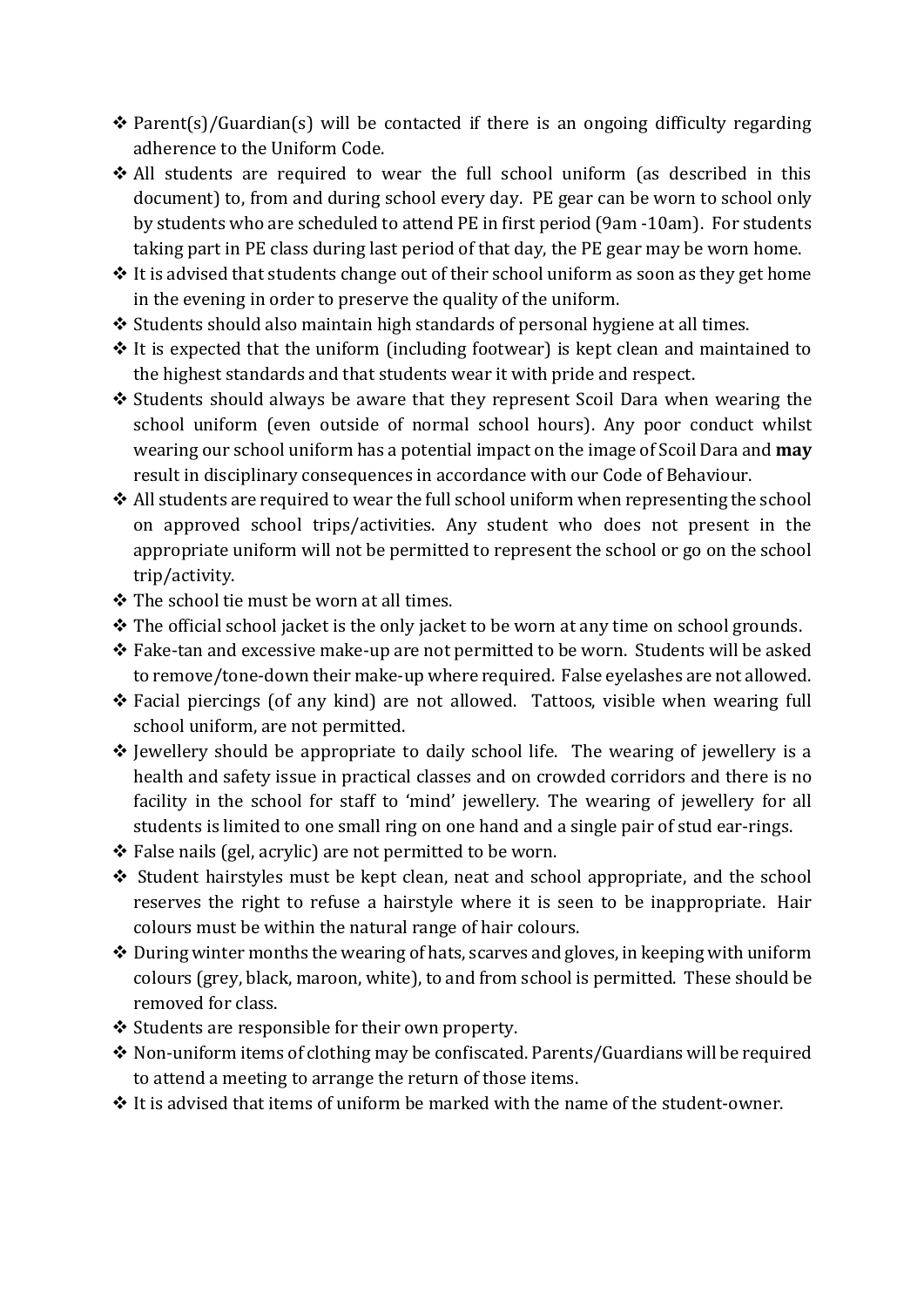- Parent(s)/Guardian(s) will be contacted if there is an ongoing difficulty regarding adherence to the Uniform Code.
- All students are required to wear the full school uniform (as described in this document) to, from and during school every day. PE gear can be worn to school only by students who are scheduled to attend PE in first period (9am -10am). For students taking part in PE class during last period of that day, the PE gear may be worn home.
- It is advised that students change out of their school uniform as soon as they get home in the evening in order to preserve the quality of the uniform.
- Students should also maintain high standards of personal hygiene at all times.
- It is expected that the uniform (including footwear) is kept clean and maintained to the highest standards and that students wear it with pride and respect.
- Students should always be aware that they represent Scoil Dara when wearing the school uniform (even outside of normal school hours). Any poor conduct whilst wearing our school uniform has a potential impact on the image of Scoil Dara and **may** result in disciplinary consequences in accordance with our Code of Behaviour.
- All students are required to wear the full school uniform when representing the school on approved school trips/activities. Any student who does not present in the appropriate uniform will not be permitted to represent the school or go on the school trip/activity.
- The school tie must be worn at all times.
- The official school jacket is the only jacket to be worn at any time on school grounds.
- Fake-tan and excessive make-up are not permitted to be worn. Students will be asked to remove/tone-down their make-up where required. False eyelashes are not allowed.
- Facial piercings (of any kind) are not allowed. Tattoos, visible when wearing full school uniform, are not permitted.
- Jewellery should be appropriate to daily school life. The wearing of jewellery is a health and safety issue in practical classes and on crowded corridors and there is no facility in the school for staff to 'mind' jewellery. The wearing of jewellery for all students is limited to one small ring on one hand and a single pair of stud ear-rings.
- False nails (gel, acrylic) are not permitted to be worn.
- Student hairstyles must be kept clean, neat and school appropriate, and the school reserves the right to refuse a hairstyle where it is seen to be inappropriate. Hair colours must be within the natural range of hair colours.
- During winter months the wearing of hats, scarves and gloves, in keeping with uniform colours (grey, black, maroon, white), to and from school is permitted. These should be removed for class.
- Students are responsible for their own property.
- Non-uniform items of clothing may be confiscated. Parents/Guardians will be required to attend a meeting to arrange the return of those items.
- It is advised that items of uniform be marked with the name of the student-owner.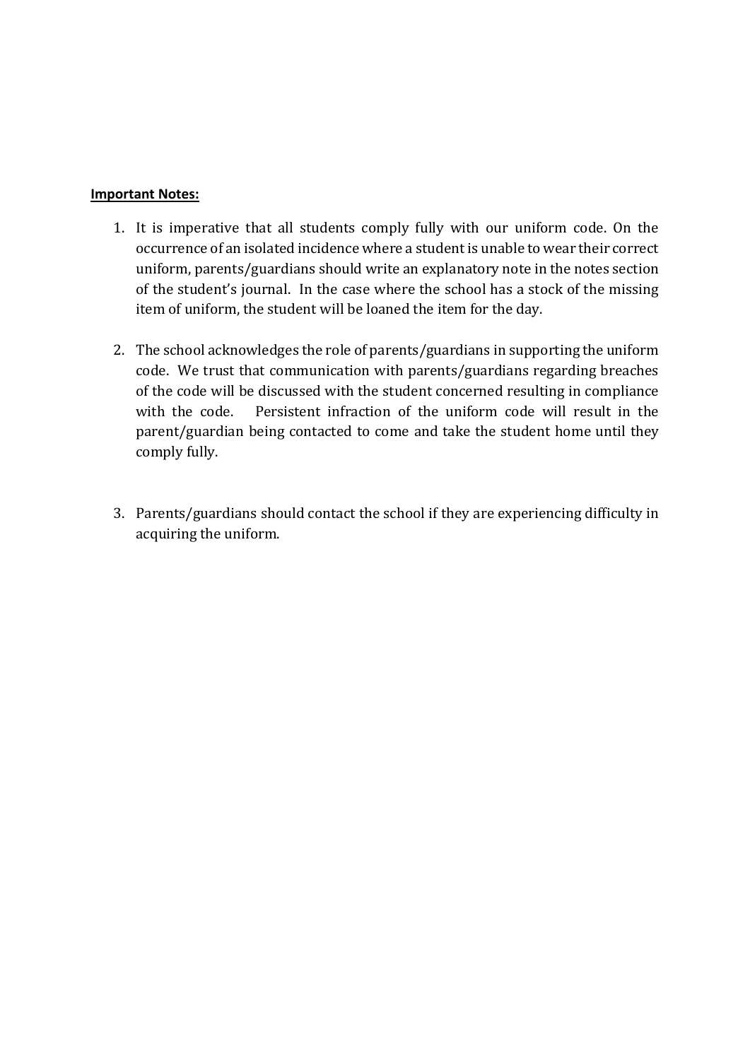**Important Notes:**

1. It is imperative that all students comply fully with our uniform code. On the occurrence of an isolated incidence where a student is unable to wear their correct uniform, parents/guardians should write an explanatory note in the notes section of the student's journal. In the case where the school has a stock of the missing item of uniform, the student will be loaned the item for the day.

2. The school acknowledges the role of parents/guardians in supporting the uniform code. We trust that communication with parents/guardians regarding breaches of the code will be discussed with the student concerned resulting in compliance with the code. Persistent infraction of the uniform code will result in the parent/guardian being contacted to come and take the student home until they comply fully.

3. Parents/guardians should contact the school if they are experiencing difficulty in acquiring the uniform.